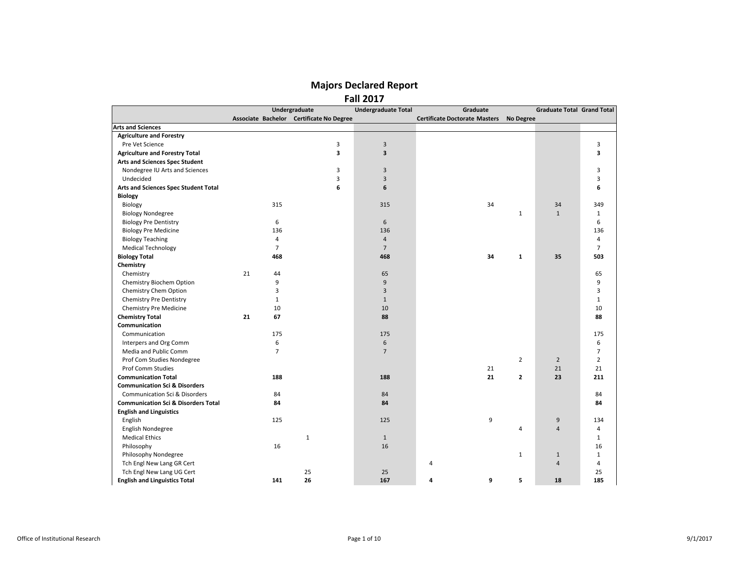# Majors Declared Report

## Fall 2017

| | Undergraduate | | | | Undergraduate Total | Graduate | | | | Graduate Total | Grand Total |
|---|---|---|---|---|---|---|---|---|---|---|---|
| | Associate | Bachelor | Certificate | No Degree | | Certificate | Doctorate | Masters | No Degree | | |
| **Arts and Sciences** | | | | | | | | | | | |
| **Agriculture and Forestry** | | | | | | | | | | | |
| Pre Vet Science | | | | 3 | 3 | | | | | | 3 |
| **Agriculture and Forestry Total** | | | | **3** | **3** | | | | | | **3** |
| **Arts and Sciences Spec Student** | | | | | | | | | | | |
| Nondegree IU Arts and Sciences | | | | 3 | 3 | | | | | | 3 |
| Undecided | | | | 3 | 3 | | | | | | 3 |
| **Arts and Sciences Spec Student Total** | | | | **6** | **6** | | | | | | **6** |
| **Biology** | | | | | | | | | | | |
| Biology | | 315 | | | 315 | | | 34 | | 34 | 349 |
| Biology Nondegree | | | | | | | | | 1 | 1 | 1 |
| Biology Pre Dentistry | | 6 | | | 6 | | | | | | 6 |
| Biology Pre Medicine | | 136 | | | 136 | | | | | | 136 |
| Biology Teaching | | 4 | | | 4 | | | | | | 4 |
| Medical Technology | | 7 | | | 7 | | | | | | 7 |
| **Biology Total** | | **468** | | | **468** | | | **34** | **1** | **35** | **503** |
| **Chemistry** | | | | | | | | | | | |
| Chemistry | 21 | 44 | | | 65 | | | | | | 65 |
| Chemistry Biochem Option | | 9 | | | 9 | | | | | | 9 |
| Chemistry Chem Option | | 3 | | | 3 | | | | | | 3 |
| Chemistry Pre Dentistry | | 1 | | | 1 | | | | | | 1 |
| Chemistry Pre Medicine | | 10 | | | 10 | | | | | | 10 |
| **Chemistry Total** | **21** | **67** | | | **88** | | | | | | **88** |
| **Communication** | | | | | | | | | | | |
| Communication | | 175 | | | 175 | | | | | | 175 |
| Interpers and Org Comm | | 6 | | | 6 | | | | | | 6 |
| Media and Public Comm | | 7 | | | 7 | | | | | | 7 |
| Prof Com Studies Nondegree | | | | | | | | | 2 | 2 | 2 |
| Prof Comm Studies | | | | | | | | 21 | | 21 | 21 |
| **Communication Total** | | **188** | | | **188** | | | **21** | **2** | **23** | **211** |
| **Communication Sci & Disorders** | | | | | | | | | | | |
| Communication Sci & Disorders | | 84 | | | 84 | | | | | | 84 |
| **Communication Sci & Disorders Total** | | **84** | | | **84** | | | | | | **84** |
| **English and Linguistics** | | | | | | | | | | | |
| English | | 125 | | | 125 | | | 9 | | 9 | 134 |
| English Nondegree | | | | | | | | | 4 | 4 | 4 |
| Medical Ethics | | | 1 | | 1 | | | | | | 1 |
| Philosophy | | 16 | | | 16 | | | | | | 16 |
| Philosophy Nondegree | | | | | | | | | 1 | 1 | 1 |
| Tch Engl New Lang GR Cert | | | | | | 4 | | | | 4 | 4 |
| Tch Engl New Lang UG Cert | | | 25 | | 25 | | | | | | 25 |
| **English and Linguistics Total** | | **141** | **26** | | **167** | **4** | | **9** | **5** | **18** | **185** |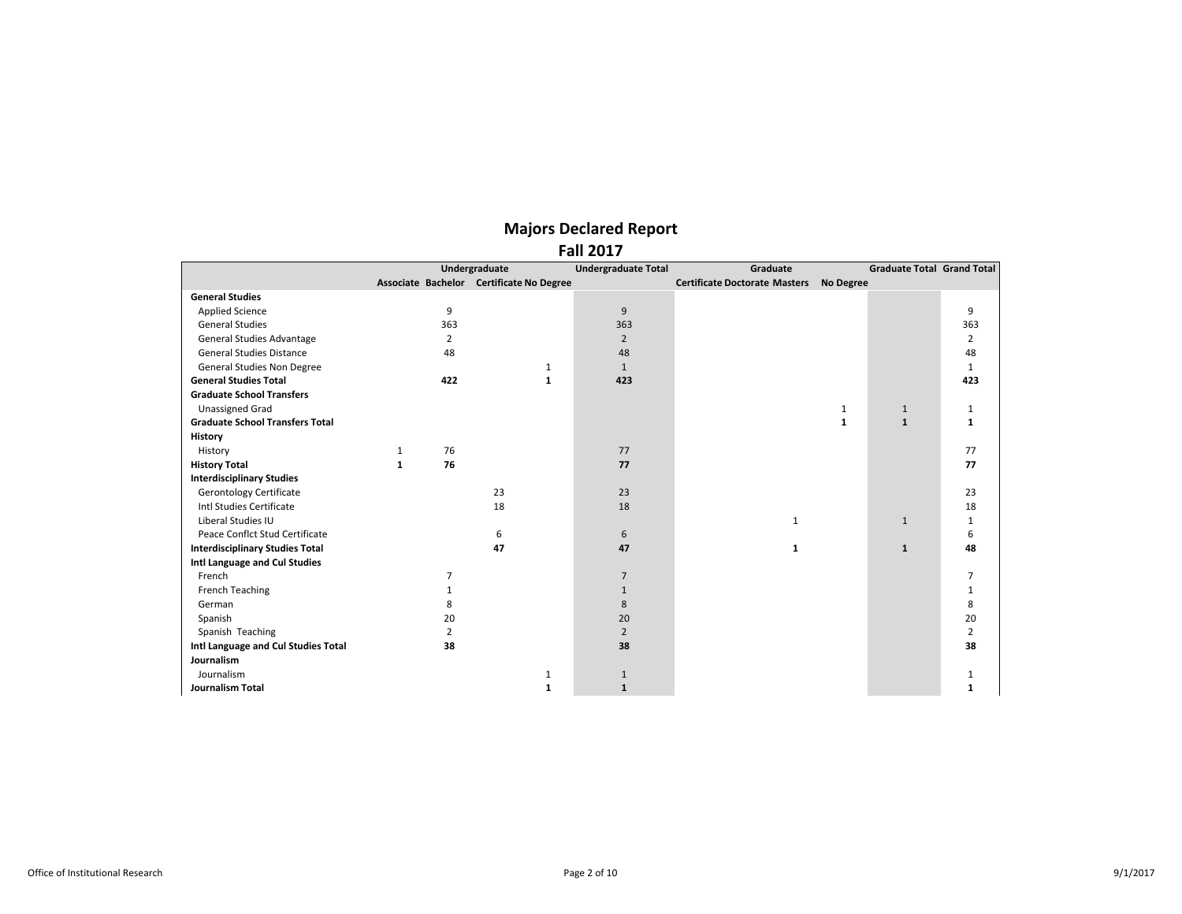# Majors Declared Report

## Fall 2017

| | Undergraduate | | | | Undergraduate Total | Graduate | | | | Graduate Total | Grand Total |
|---|---|---|---|---|---|---|---|---|---|---|---|
| | Associate | Bachelor | Certificate | No Degree | | Certificate | Doctorate | Masters | No Degree | | |
| **General Studies** | | | | | | | | | | | |
| Applied Science | | 9 | | | 9 | | | | | | 9 |
| General Studies | | 363 | | | 363 | | | | | | 363 |
| General Studies Advantage | | 2 | | | 2 | | | | | | 2 |
| General Studies Distance | | 48 | | | 48 | | | | | | 48 |
| General Studies Non Degree | | | | 1 | 1 | | | | | | 1 |
| **General Studies Total** | | **422** | | **1** | **423** | | | | | | **423** |
| **Graduate School Transfers** | | | | | | | | | | | |
| Unassigned Grad | | | | | | | | | 1 | 1 | 1 |
| **Graduate School Transfers Total** | | | | | | | | | **1** | **1** | **1** |
| **History** | | | | | | | | | | | |
| History | 1 | 76 | | | 77 | | | | | | 77 |
| **History Total** | **1** | **76** | | | **77** | | | | | | **77** |
| **Interdisciplinary Studies** | | | | | | | | | | | |
| Gerontology Certificate | | | 23 | | 23 | | | | | | 23 |
| Intl Studies Certificate | | | 18 | | 18 | | | | | | 18 |
| Liberal Studies IU | | | | | | | | 1 | | 1 | 1 |
| Peace Conflct Stud Certificate | | | 6 | | 6 | | | | | | 6 |
| **Interdisciplinary Studies Total** | | | **47** | | **47** | | | **1** | | **1** | **48** |
| **Intl Language and Cul Studies** | | | | | | | | | | | |
| French | | 7 | | | 7 | | | | | | 7 |
| French Teaching | | 1 | | | 1 | | | | | | 1 |
| German | | 8 | | | 8 | | | | | | 8 |
| Spanish | | 20 | | | 20 | | | | | | 20 |
| Spanish Teaching | | 2 | | | 2 | | | | | | 2 |
| **Intl Language and Cul Studies Total** | | **38** | | | **38** | | | | | | **38** |
| **Journalism** | | | | | | | | | | | |
| Journalism | | | | 1 | 1 | | | | | | 1 |
| **Journalism Total** | | | | **1** | **1** | | | | | | **1** |

Office of Institutional Research

9/1/2017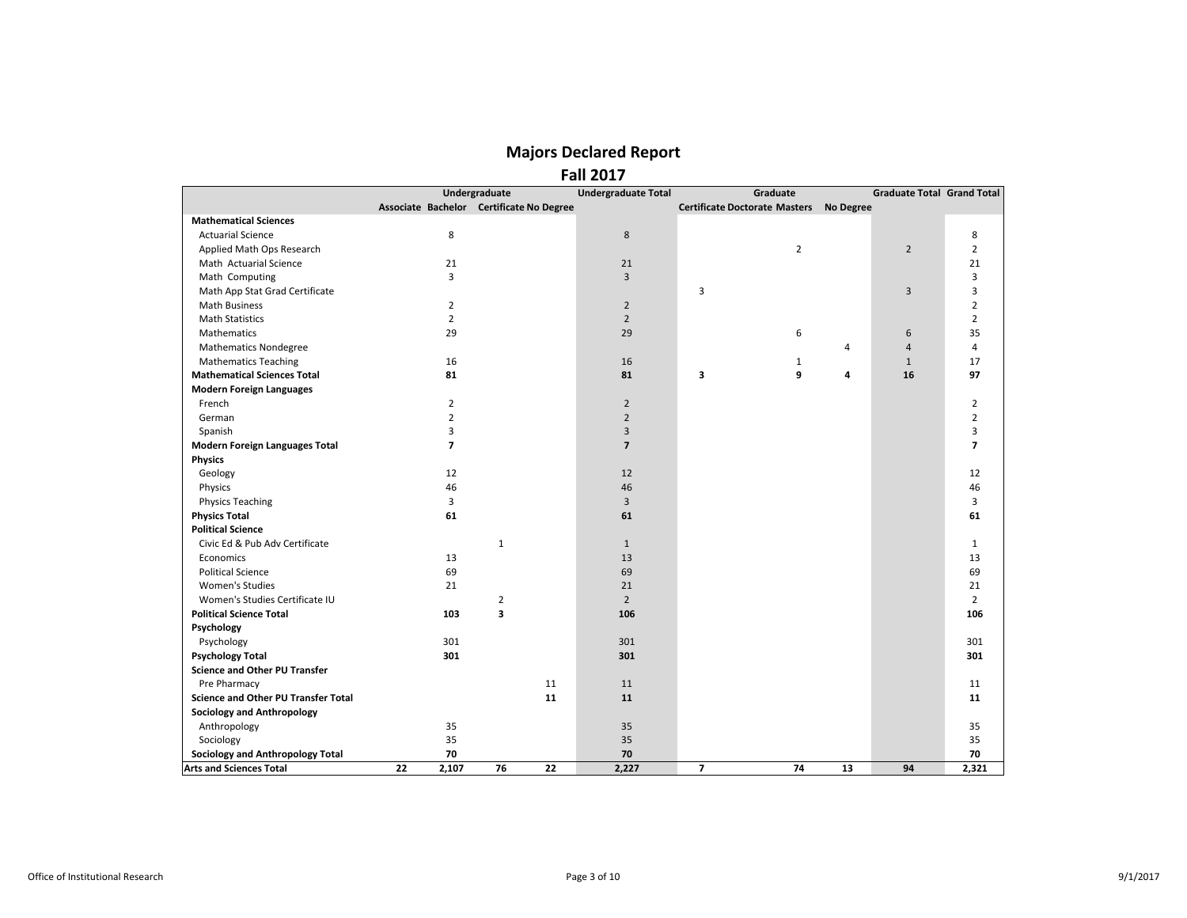# Majors Declared Report

## Fall 2017

| | Undergraduate | | | | Undergraduate Total | Graduate | | | | Graduate Total | Grand Total |
|---|---|---|---|---|---|---|---|---|---|---|---|
| | Associate | Bachelor | Certificate | No Degree | | Certificate | Doctorate | Masters | No Degree | | |
| **Mathematical Sciences** | | | | | | | | | | | |
| Actuarial Science | | 8 | | | 8 | | | | | | 8 |
| Applied Math Ops Research | | | | | | | | 2 | | 2 | 2 |
| Math Actuarial Science | | 21 | | | 21 | | | | | | 21 |
| Math Computing | | 3 | | | 3 | | | | | | 3 |
| Math App Stat Grad Certificate | | | | | | 3 | | | | 3 | 3 |
| Math Business | | 2 | | | 2 | | | | | | 2 |
| Math Statistics | | 2 | | | 2 | | | | | | 2 |
| Mathematics | | 29 | | | 29 | | | 6 | | 6 | 35 |
| Mathematics Nondegree | | | | | | | | | 4 | 4 | 4 |
| Mathematics Teaching | | 16 | | | 16 | | | 1 | | 1 | 17 |
| **Mathematical Sciences Total** | | **81** | | | **81** | **3** | | **9** | **4** | **16** | **97** |
| **Modern Foreign Languages** | | | | | | | | | | | |
| French | | 2 | | | 2 | | | | | | 2 |
| German | | 2 | | | 2 | | | | | | 2 |
| Spanish | | 3 | | | 3 | | | | | | 3 |
| **Modern Foreign Languages Total** | | **7** | | | **7** | | | | | | **7** |
| **Physics** | | | | | | | | | | | |
| Geology | | 12 | | | 12 | | | | | | 12 |
| Physics | | 46 | | | 46 | | | | | | 46 |
| Physics Teaching | | 3 | | | 3 | | | | | | 3 |
| **Physics Total** | | **61** | | | **61** | | | | | | **61** |
| **Political Science** | | | | | | | | | | | |
| Civic Ed & Pub Adv Certificate | | | 1 | | 1 | | | | | | 1 |
| Economics | | 13 | | | 13 | | | | | | 13 |
| Political Science | | 69 | | | 69 | | | | | | 69 |
| Women's Studies | | 21 | | | 21 | | | | | | 21 |
| Women's Studies Certificate IU | | | 2 | | 2 | | | | | | 2 |
| **Political Science Total** | | **103** | **3** | | **106** | | | | | | **106** |
| **Psychology** | | | | | | | | | | | |
| Psychology | | 301 | | | 301 | | | | | | 301 |
| **Psychology Total** | | **301** | | | **301** | | | | | | **301** |
| **Science and Other PU Transfer** | | | | | | | | | | | |
| Pre Pharmacy | | | | 11 | 11 | | | | | | 11 |
| **Science and Other PU Transfer Total** | | | | **11** | **11** | | | | | | **11** |
| **Sociology and Anthropology** | | | | | | | | | | | |
| Anthropology | | 35 | | | 35 | | | | | | 35 |
| Sociology | | 35 | | | 35 | | | | | | 35 |
| **Sociology and Anthropology Total** | | **70** | | | **70** | | | | | | **70** |
| **Arts and Sciences Total** | **22** | **2,107** | **76** | **22** | **2,227** | **7** | | **74** | **13** | **94** | **2,321** |

Office of Institutional Research 9/1/2017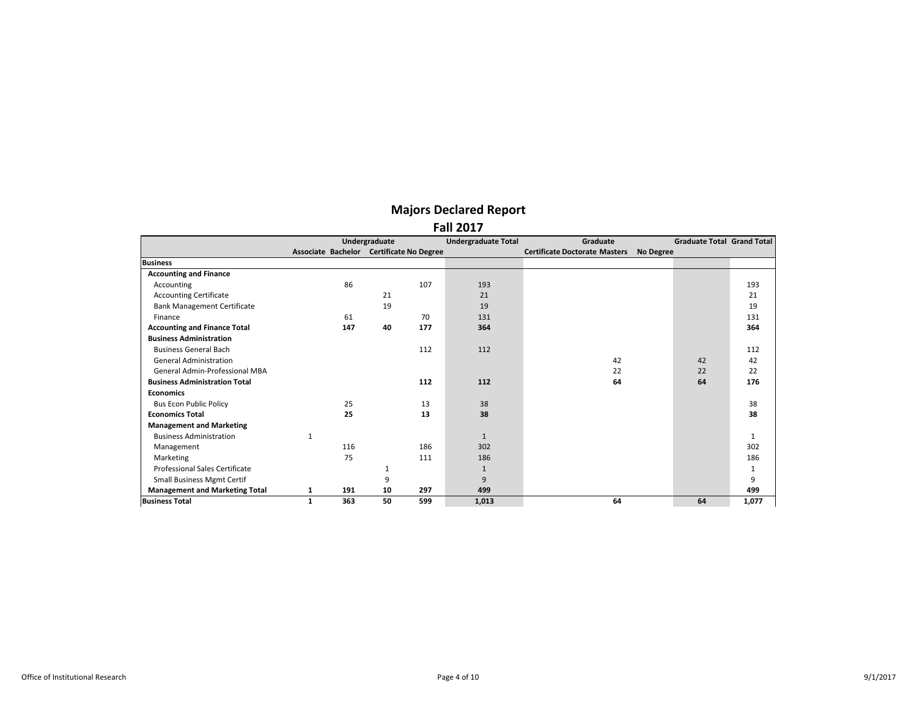# Majors Declared Report

## Fall 2017

| | Undergraduate | | | | Undergraduate Total | Graduate | | | | Graduate Total | Grand Total |
|---|---|---|---|---|---|---|---|---|---|---|---|
| | Associate | Bachelor | Certificate | No Degree | | Certificate | Doctorate | Masters | No Degree | | |
| **Business** | | | | | | | | | | | |
| **Accounting and Finance** | | | | | | | | | | | |
| Accounting | | 86 | | 107 | 193 | | | | | | 193 |
| Accounting Certificate | | | 21 | | 21 | | | | | | 21 |
| Bank Management Certificate | | | 19 | | 19 | | | | | | 19 |
| Finance | | 61 | | 70 | 131 | | | | | | 131 |
| **Accounting and Finance Total** | | **147** | **40** | **177** | **364** | | | | | | **364** |
| **Business Administration** | | | | | | | | | | | |
| Business General Bach | | | | 112 | 112 | | | | | | 112 |
| General Administration | | | | | | | | 42 | | 42 | 42 |
| General Admin-Professional MBA | | | | | | | | 22 | | 22 | 22 |
| **Business Administration Total** | | | | **112** | **112** | | | **64** | | **64** | **176** |
| **Economics** | | | | | | | | | | | |
| Bus Econ Public Policy | | 25 | | 13 | 38 | | | | | | 38 |
| **Economics Total** | | **25** | | **13** | **38** | | | | | | **38** |
| **Management and Marketing** | | | | | | | | | | | |
| Business Administration | 1 | | | | 1 | | | | | | 1 |
| Management | | 116 | | 186 | 302 | | | | | | 302 |
| Marketing | | 75 | | 111 | 186 | | | | | | 186 |
| Professional Sales Certificate | | | 1 | | 1 | | | | | | 1 |
| Small Business Mgmt Certif | | | 9 | | 9 | | | | | | 9 |
| **Management and Marketing Total** | **1** | **191** | **10** | **297** | **499** | | | | | | **499** |
| **Business Total** | **1** | **363** | **50** | **599** | **1,013** | | | **64** | | **64** | **1,077** |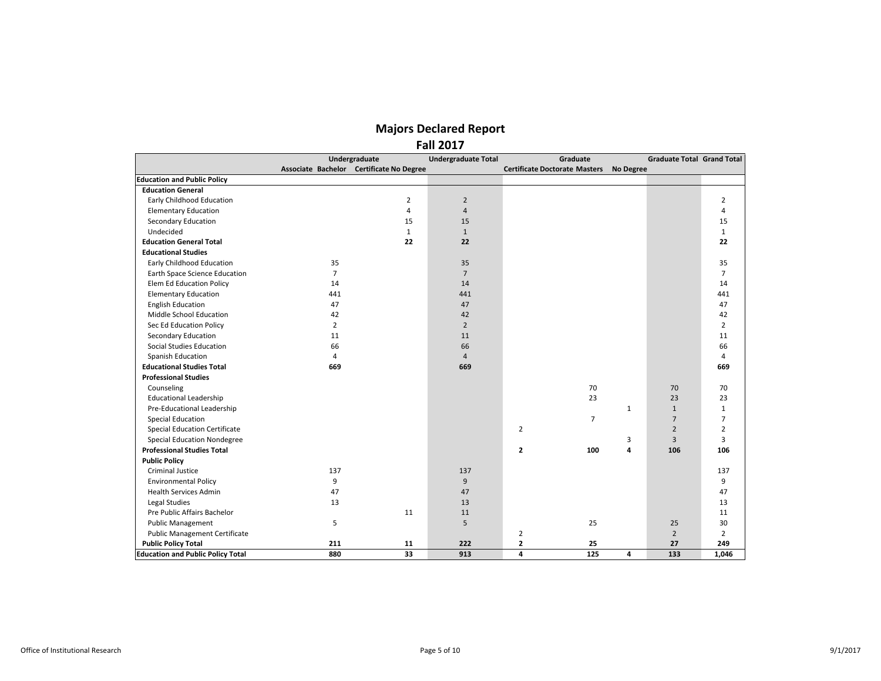# Majors Declared Report

## Fall 2017

| | Undergraduate | | | Undergraduate Total | Graduate | | | | Graduate Total | Grand Total |
|---|---|---|---|---|---|---|---|---|---|---|
| | Associate | Bachelor | Certificate No Degree | | Certificate | Doctorate | Masters | No Degree | | |
| **Education and Public Policy** | | | | | | | | | | |
| **Education General** | | | | | | | | | | |
| Early Childhood Education | | | 2 | 2 | | | | | | 2 |
| Elementary Education | | | 4 | 4 | | | | | | 4 |
| Secondary Education | | | 15 | 15 | | | | | | 15 |
| Undecided | | | 1 | 1 | | | | | | 1 |
| **Education General Total** | | | **22** | **22** | | | | | | **22** |
| **Educational Studies** | | | | | | | | | | |
| Early Childhood Education | | 35 | | 35 | | | | | | 35 |
| Earth Space Science Education | | 7 | | 7 | | | | | | 7 |
| Elem Ed Education Policy | | 14 | | 14 | | | | | | 14 |
| Elementary Education | | 441 | | 441 | | | | | | 441 |
| English Education | | 47 | | 47 | | | | | | 47 |
| Middle School Education | | 42 | | 42 | | | | | | 42 |
| Sec Ed Education Policy | | 2 | | 2 | | | | | | 2 |
| Secondary Education | | 11 | | 11 | | | | | | 11 |
| Social Studies Education | | 66 | | 66 | | | | | | 66 |
| Spanish Education | | 4 | | 4 | | | | | | 4 |
| **Educational Studies Total** | | **669** | | **669** | | | | | | **669** |
| **Professional Studies** | | | | | | | | | | |
| Counseling | | | | | | | 70 | | 70 | 70 |
| Educational Leadership | | | | | | | 23 | | 23 | 23 |
| Pre-Educational Leadership | | | | | | | | 1 | 1 | 1 |
| Special Education | | | | | | | 7 | | 7 | 7 |
| Special Education Certificate | | | | | 2 | | | | 2 | 2 |
| Special Education Nondegree | | | | | | | | 3 | 3 | 3 |
| **Professional Studies Total** | | | | | **2** | | **100** | **4** | **106** | **106** |
| **Public Policy** | | | | | | | | | | |
| Criminal Justice | | 137 | | 137 | | | | | | 137 |
| Environmental Policy | | 9 | | 9 | | | | | | 9 |
| Health Services Admin | | 47 | | 47 | | | | | | 47 |
| Legal Studies | | 13 | | 13 | | | | | | 13 |
| Pre Public Affairs Bachelor | | | 11 | 11 | | | | | | 11 |
| Public Management | | 5 | | 5 | | | 25 | | 25 | 30 |
| Public Management Certificate | | | | | 2 | | | | 2 | 2 |
| **Public Policy Total** | | **211** | **11** | **222** | **2** | | **25** | | **27** | **249** |
| **Education and Public Policy Total** | | **880** | **33** | **913** | **4** | | **125** | **4** | **133** | **1,046** |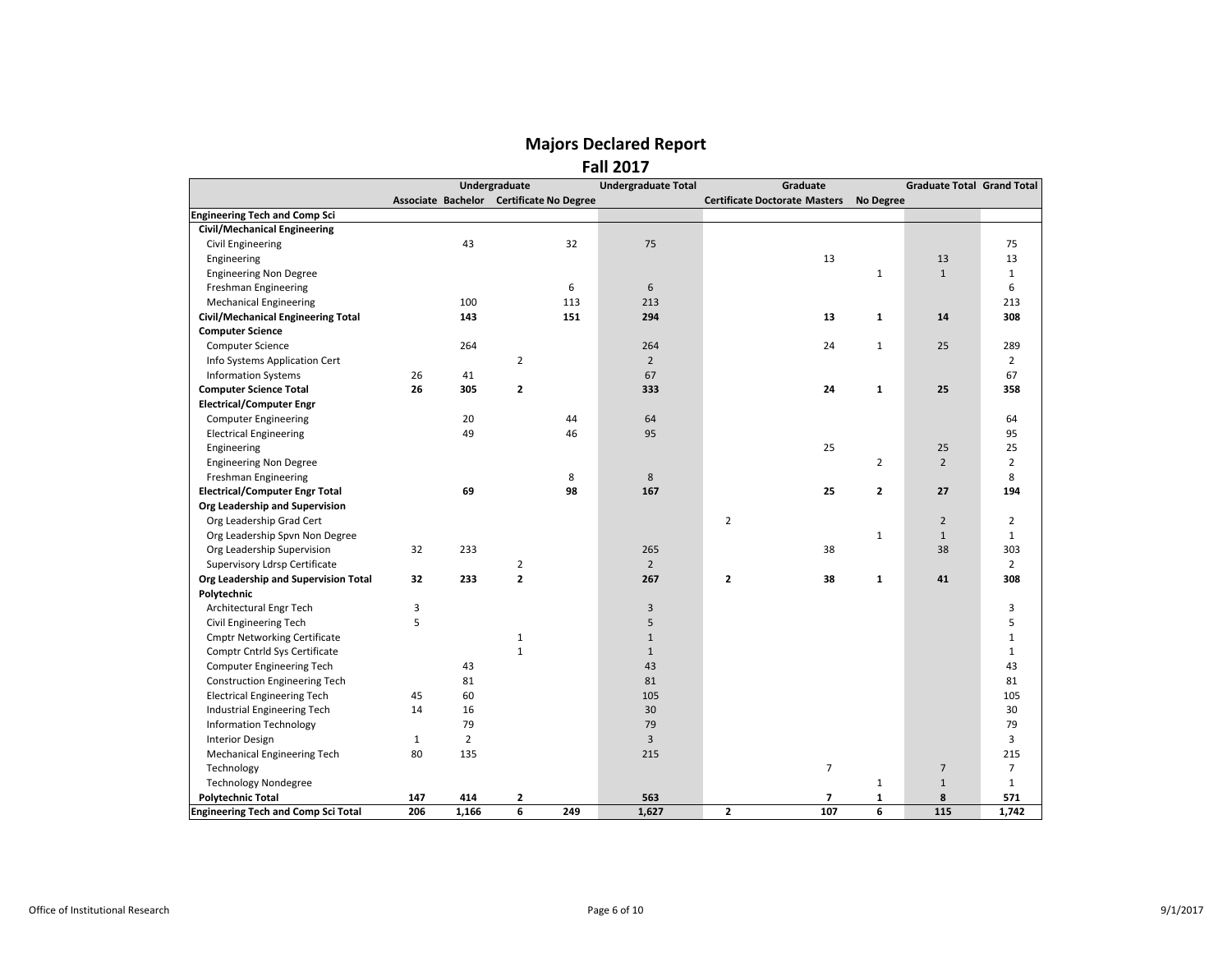# Majors Declared Report
## Fall 2017

| | Undergraduate | | | | Undergraduate Total | Graduate | | | | Graduate Total | Grand Total |
|---|---|---|---|---|---|---|---|---|---|---|---|
| | Associate | Bachelor | Certificate | No Degree | | Certificate | Doctorate | Masters | No Degree | | |
| **Engineering Tech and Comp Sci** | | | | | | | | | | | |
| **Civil/Mechanical Engineering** | | | | | | | | | | | |
| Civil Engineering | | 43 | | 32 | 75 | | | | | | 75 |
| Engineering | | | | | | | | 13 | | 13 | 13 |
| Engineering Non Degree | | | | | | | | | 1 | 1 | 1 |
| Freshman Engineering | | | | 6 | 6 | | | | | | 6 |
| Mechanical Engineering | | 100 | | 113 | 213 | | | | | | 213 |
| **Civil/Mechanical Engineering Total** | | **143** | | **151** | **294** | | | **13** | **1** | **14** | **308** |
| **Computer Science** | | | | | | | | | | | |
| Computer Science | | 264 | | | 264 | | | 24 | 1 | 25 | 289 |
| Info Systems Application Cert | | | 2 | | 2 | | | | | | 2 |
| Information Systems | 26 | 41 | | | 67 | | | | | | 67 |
| **Computer Science Total** | **26** | **305** | **2** | | **333** | | | **24** | **1** | **25** | **358** |
| **Electrical/Computer Engr** | | | | | | | | | | | |
| Computer Engineering | | 20 | | 44 | 64 | | | | | | 64 |
| Electrical Engineering | | 49 | | 46 | 95 | | | | | | 95 |
| Engineering | | | | | | | | 25 | | 25 | 25 |
| Engineering Non Degree | | | | | | | | | 2 | 2 | 2 |
| Freshman Engineering | | | | 8 | 8 | | | | | | 8 |
| **Electrical/Computer Engr Total** | | **69** | | **98** | **167** | | | **25** | **2** | **27** | **194** |
| **Org Leadership and Supervision** | | | | | | | | | | | |
| Org Leadership Grad Cert | | | | | | 2 | | | | 2 | 2 |
| Org Leadership Spvn Non Degree | | | | | | | | | 1 | 1 | 1 |
| Org Leadership Supervision | 32 | 233 | | | 265 | | | 38 | | 38 | 303 |
| Supervisory Ldrsp Certificate | | | 2 | | 2 | | | | | | 2 |
| **Org Leadership and Supervision Total** | **32** | **233** | **2** | | **267** | **2** | | **38** | **1** | **41** | **308** |
| **Polytechnic** | | | | | | | | | | | |
| Architectural Engr Tech | 3 | | | | 3 | | | | | | 3 |
| Civil Engineering Tech | 5 | | | | 5 | | | | | | 5 |
| Cmptr Networking Certificate | | | 1 | | 1 | | | | | | 1 |
| Comptr Cntrld Sys Certificate | | | 1 | | 1 | | | | | | 1 |
| Computer Engineering Tech | | 43 | | | 43 | | | | | | 43 |
| Construction Engineering Tech | | 81 | | | 81 | | | | | | 81 |
| Electrical Engineering Tech | 45 | 60 | | | 105 | | | | | | 105 |
| Industrial Engineering Tech | 14 | 16 | | | 30 | | | | | | 30 |
| Information Technology | | 79 | | | 79 | | | | | | 79 |
| Interior Design | 1 | 2 | | | 3 | | | | | | 3 |
| Mechanical Engineering Tech | 80 | 135 | | | 215 | | | | | | 215 |
| Technology | | | | | | | | 7 | | 7 | 7 |
| Technology Nondegree | | | | | | | | | 1 | 1 | 1 |
| **Polytechnic Total** | **147** | **414** | **2** | | **563** | | | **7** | **1** | **8** | **571** |
| **Engineering Tech and Comp Sci Total** | **206** | **1,166** | **6** | **249** | **1,627** | **2** | | **107** | **6** | **115** | **1,742** |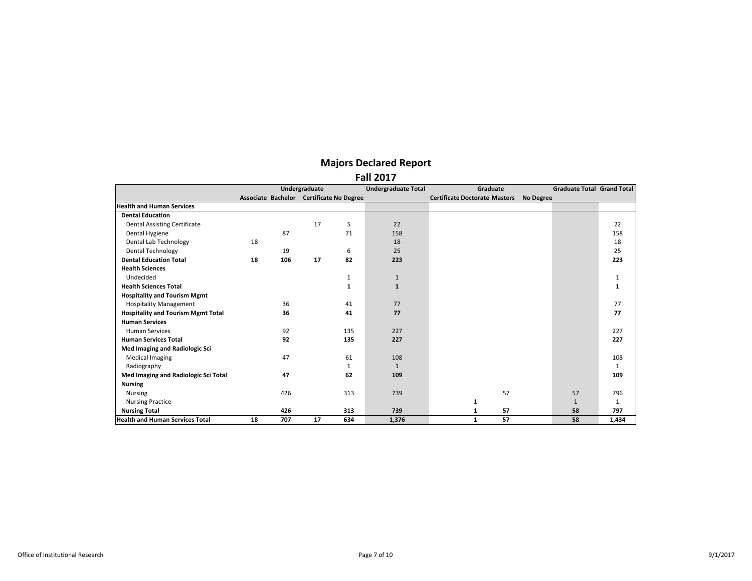# Majors Declared Report

## Fall 2017

| | Undergraduate | | | | Undergraduate Total | Graduate | | | | Graduate Total | Grand Total |
|---|---|---|---|---|---|---|---|---|---|---|---|
| | Associate | Bachelor | Certificate | No Degree | | Certificate | Doctorate | Masters | No Degree | | |
| **Health and Human Services** | | | | | | | | | | | |
| **Dental Education** | | | | | | | | | | | |
| Dental Assisting Certificate | | | 17 | 5 | 22 | | | | | | 22 |
| Dental Hygiene | | 87 | | 71 | 158 | | | | | | 158 |
| Dental Lab Technology | 18 | | | | 18 | | | | | | 18 |
| Dental Technology | | 19 | | 6 | 25 | | | | | | 25 |
| **Dental Education Total** | **18** | **106** | **17** | **82** | **223** | | | | | | **223** |
| **Health Sciences** | | | | | | | | | | | |
| Undecided | | | | 1 | 1 | | | | | | 1 |
| **Health Sciences Total** | | | | **1** | **1** | | | | | | **1** |
| **Hospitality and Tourism Mgmt** | | | | | | | | | | | |
| Hospitality Management | | 36 | | 41 | 77 | | | | | | 77 |
| **Hospitality and Tourism Mgmt Total** | | **36** | | **41** | **77** | | | | | | **77** |
| **Human Services** | | | | | | | | | | | |
| Human Services | | 92 | | 135 | 227 | | | | | | 227 |
| **Human Services Total** | | **92** | | **135** | **227** | | | | | | **227** |
| **Med Imaging and Radiologic Sci** | | | | | | | | | | | |
| Medical Imaging | | 47 | | 61 | 108 | | | | | | 108 |
| Radiography | | | | 1 | 1 | | | | | | 1 |
| **Med Imaging and Radiologic Sci Total** | | **47** | | **62** | **109** | | | | | | **109** |
| **Nursing** | | | | | | | | | | | |
| Nursing | | 426 | | 313 | 739 | | | 57 | | 57 | 796 |
| Nursing Practice | | | | | | | 1 | | | 1 | 1 |
| **Nursing Total** | | **426** | | **313** | **739** | | **1** | **57** | | **58** | **797** |
| **Health and Human Services Total** | **18** | **707** | **17** | **634** | **1,376** | | **1** | **57** | | **58** | **1,434** |

Office of Institutional Research

9/1/2017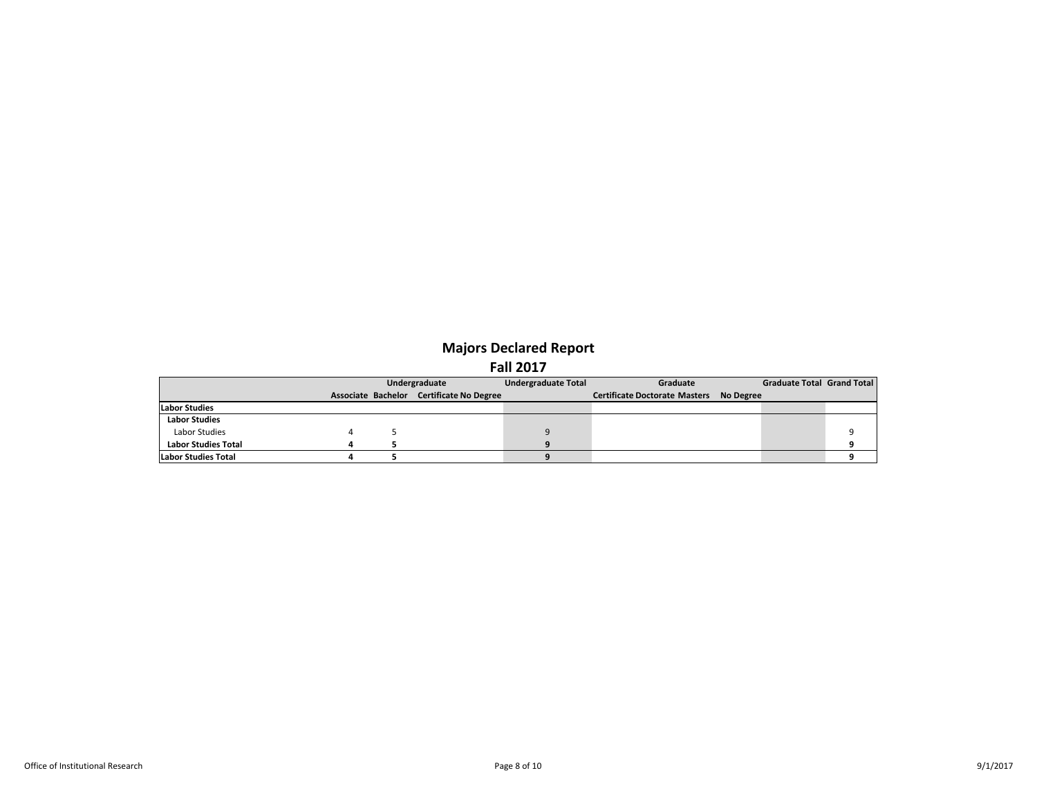# Majors Declared Report

## Fall 2017

| | Undergraduate | | | | Undergraduate Total | Graduate | | | | Graduate Total | Grand Total |
|---|---|---|---|---|---|---|---|---|---|---|---|
| | Associate | Bachelor | Certificate | No Degree | | Certificate | Doctorate | Masters | No Degree | | |
| **Labor Studies** | | | | | | | | | | | |
| **Labor Studies** | | | | | | | | | | | |
| Labor Studies | 4 | 5 | | | 9 | | | | | | 9 |
| **Labor Studies Total** | **4** | **5** | | | **9** | | | | | | **9** |
| **Labor Studies Total** | **4** | **5** | | | **9** | | | | | | **9** |

Office of Institutional Research

9/1/2017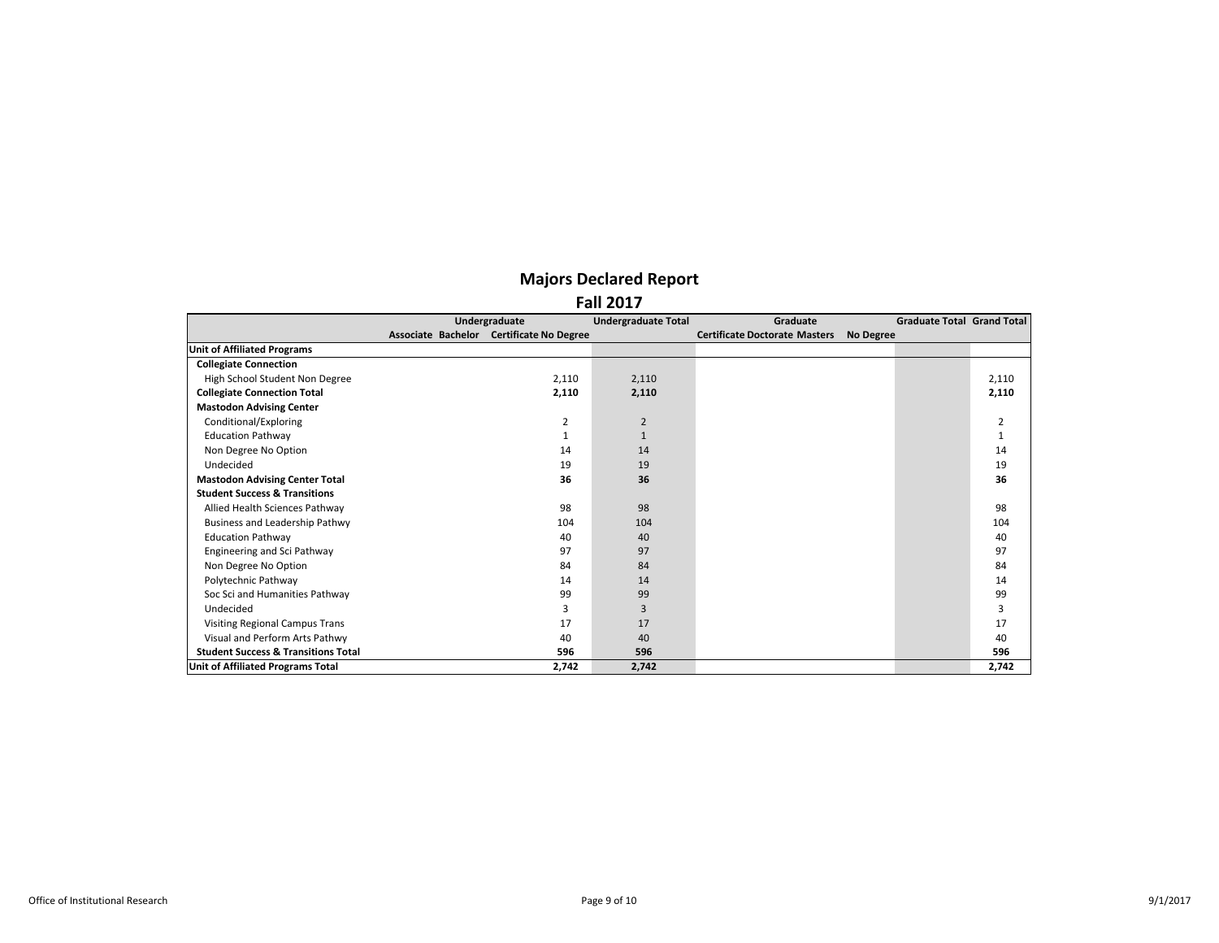# Majors Declared Report

## Fall 2017

| | Undergraduate | | | | Undergraduate Total | Graduate | | | | Graduate Total | Grand Total |
|---|---|---|---|---|---|---|---|---|---|---|---|
| | Associate | Bachelor | Certificate | No Degree | | Certificate | Doctorate | Masters | No Degree | | |
| **Unit of Affiliated Programs** | | | | | | | | | | | |
| **Collegiate Connection** | | | | | | | | | | | |
| High School Student Non Degree | | | | 2,110 | 2,110 | | | | | | 2,110 |
| **Collegiate Connection Total** | | | | **2,110** | **2,110** | | | | | | **2,110** |
| **Mastodon Advising Center** | | | | | | | | | | | |
| Conditional/Exploring | | | | 2 | 2 | | | | | | 2 |
| Education Pathway | | | | 1 | 1 | | | | | | 1 |
| Non Degree No Option | | | | 14 | 14 | | | | | | 14 |
| Undecided | | | | 19 | 19 | | | | | | 19 |
| **Mastodon Advising Center Total** | | | | **36** | **36** | | | | | | **36** |
| **Student Success & Transitions** | | | | | | | | | | | |
| Allied Health Sciences Pathway | | | | 98 | 98 | | | | | | 98 |
| Business and Leadership Pathwy | | | | 104 | 104 | | | | | | 104 |
| Education Pathway | | | | 40 | 40 | | | | | | 40 |
| Engineering and Sci Pathway | | | | 97 | 97 | | | | | | 97 |
| Non Degree No Option | | | | 84 | 84 | | | | | | 84 |
| Polytechnic Pathway | | | | 14 | 14 | | | | | | 14 |
| Soc Sci and Humanities Pathway | | | | 99 | 99 | | | | | | 99 |
| Undecided | | | | 3 | 3 | | | | | | 3 |
| Visiting Regional Campus Trans | | | | 17 | 17 | | | | | | 17 |
| Visual and Perform Arts Pathwy | | | | 40 | 40 | | | | | | 40 |
| **Student Success & Transitions Total** | | | | **596** | **596** | | | | | | **596** |
| **Unit of Affiliated Programs Total** | | | | **2,742** | **2,742** | | | | | | **2,742** |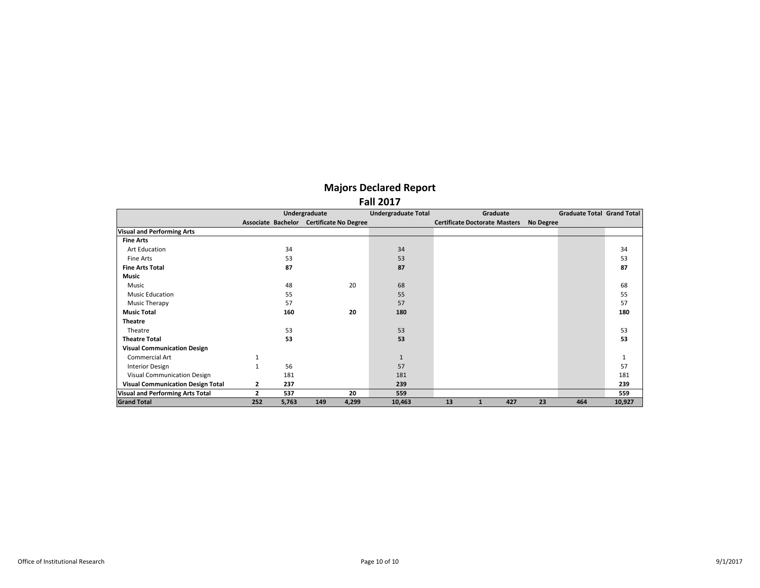# Majors Declared Report

## Fall 2017

| | Undergraduate | | | | Undergraduate Total | Graduate | | | | Graduate Total | Grand Total |
|---|---|---|---|---|---|---|---|---|---|---|---|
| | Associate | Bachelor | Certificate | No Degree | | Certificate | Doctorate | Masters | No Degree | | |
| **Visual and Performing Arts** | | | | | | | | | | | |
| **Fine Arts** | | | | | | | | | | | |
| Art Education | | 34 | | | 34 | | | | | | 34 |
| Fine Arts | | 53 | | | 53 | | | | | | 53 |
| **Fine Arts Total** | | **87** | | | **87** | | | | | | **87** |
| **Music** | | | | | | | | | | | |
| Music | | 48 | | 20 | 68 | | | | | | 68 |
| Music Education | | 55 | | | 55 | | | | | | 55 |
| Music Therapy | | 57 | | | 57 | | | | | | 57 |
| **Music Total** | | **160** | | **20** | **180** | | | | | | **180** |
| **Theatre** | | | | | | | | | | | |
| Theatre | | 53 | | | 53 | | | | | | 53 |
| **Theatre Total** | | **53** | | | **53** | | | | | | **53** |
| **Visual Communication Design** | | | | | | | | | | | |
| Commercial Art | 1 | | | | 1 | | | | | | 1 |
| Interior Design | 1 | 56 | | | 57 | | | | | | 57 |
| Visual Communication Design | | 181 | | | 181 | | | | | | 181 |
| **Visual Communication Design Total** | **2** | **237** | | | **239** | | | | | | **239** |
| **Visual and Performing Arts Total** | **2** | **537** | | **20** | **559** | | | | | | **559** |
| **Grand Total** | **252** | **5,763** | **149** | **4,299** | **10,463** | **13** | **1** | **427** | **23** | **464** | **10,927** |

Office of Institutional Research

9/1/2017